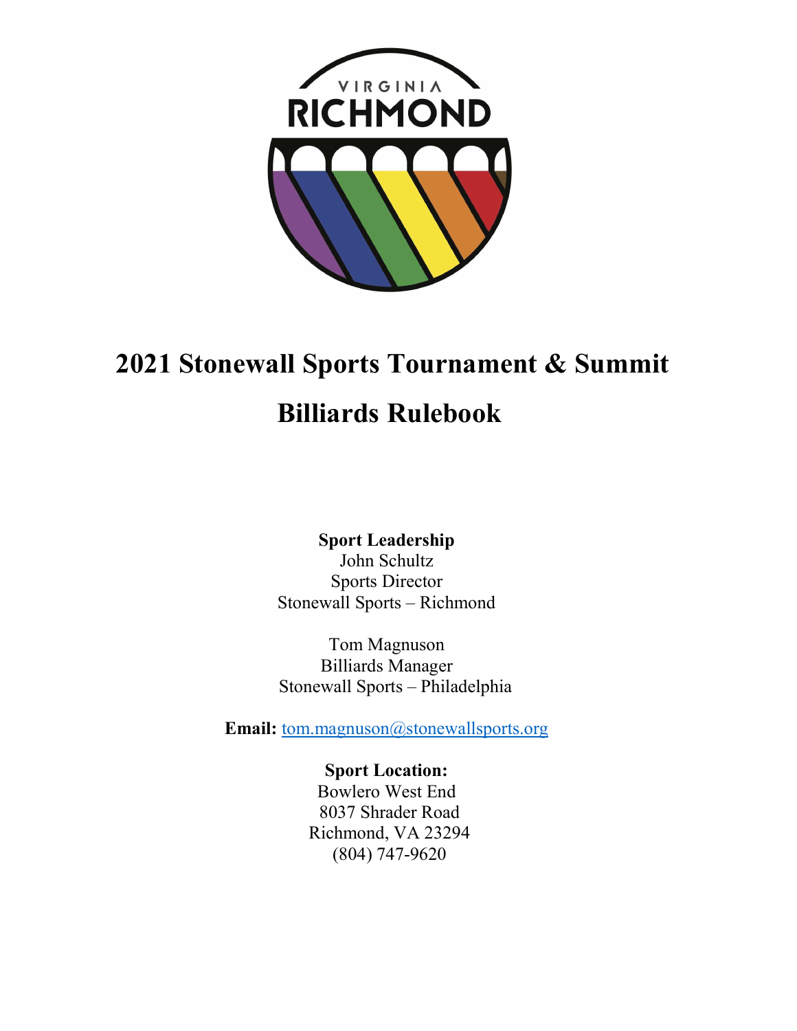# 2021 Stonewall Sports Tournament & Summit

# Billiards Rulebook

**Sport Leadership**
John Schultz
Sports Director
Stonewall Sports – Richmond

Tom Magnuson
Billiards Manager
Stonewall Sports – Philadelphia

**Email:** tom.magnuson@stonewallsports.org

**Sport Location:**
Bowlero West End
8037 Shrader Road
Richmond, VA 23294
(804) 747-9620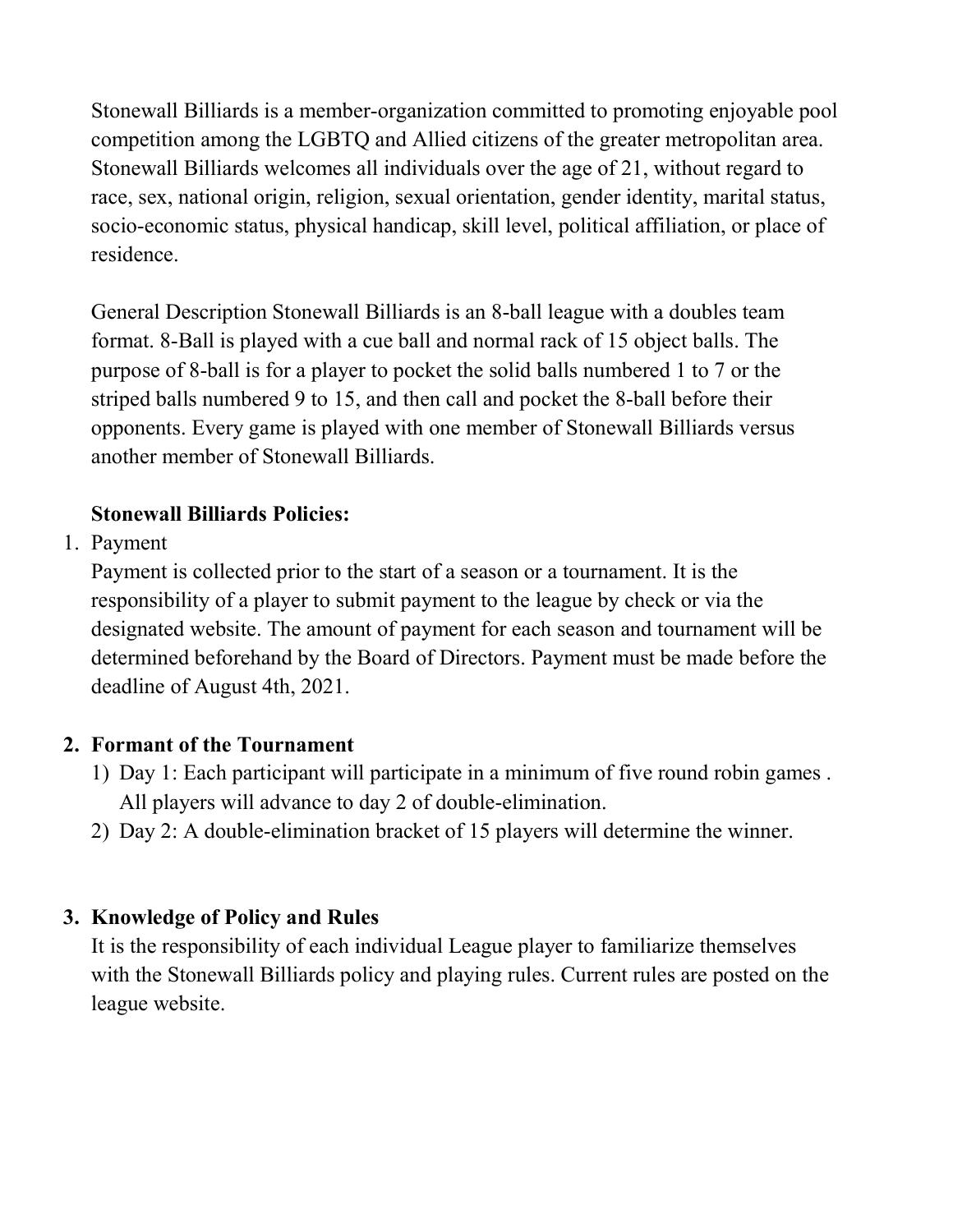Stonewall Billiards is a member-organization committed to promoting enjoyable pool competition among the LGBTQ and Allied citizens of the greater metropolitan area. Stonewall Billiards welcomes all individuals over the age of 21, without regard to race, sex, national origin, religion, sexual orientation, gender identity, marital status, socio-economic status, physical handicap, skill level, political affiliation, or place of residence.

General Description Stonewall Billiards is an 8-ball league with a doubles team format. 8-Ball is played with a cue ball and normal rack of 15 object balls. The purpose of 8-ball is for a player to pocket the solid balls numbered 1 to 7 or the striped balls numbered 9 to 15, and then call and pocket the 8-ball before their opponents. Every game is played with one member of Stonewall Billiards versus another member of Stonewall Billiards.

**Stonewall Billiards Policies:**

1. Payment
   Payment is collected prior to the start of a season or a tournament. It is the responsibility of a player to submit payment to the league by check or via the designated website. The amount of payment for each season and tournament will be determined beforehand by the Board of Directors. Payment must be made before the deadline of August 4th, 2021.

2. **Formant of the Tournament**
   1) Day 1: Each participant will participate in a minimum of five round robin games . All players will advance to day 2 of double-elimination.
   2) Day 2: A double-elimination bracket of 15 players will determine the winner.

3. **Knowledge of Policy and Rules**
   It is the responsibility of each individual League player to familiarize themselves with the Stonewall Billiards policy and playing rules. Current rules are posted on the league website.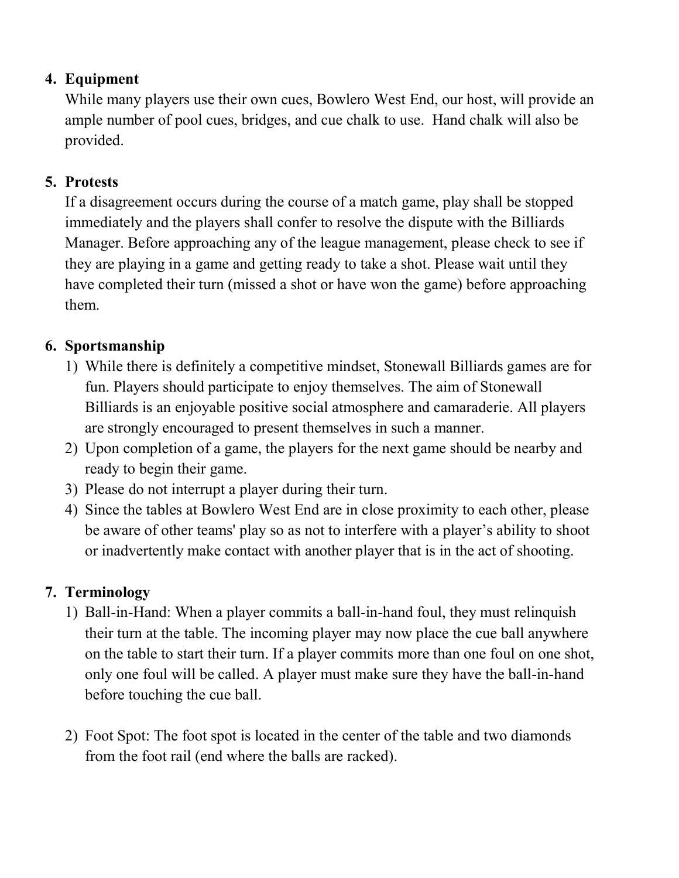4. **Equipment**

   While many players use their own cues, Bowlero West End, our host, will provide an ample number of pool cues, bridges, and cue chalk to use. Hand chalk will also be provided.

5. **Protests**

   If a disagreement occurs during the course of a match game, play shall be stopped immediately and the players shall confer to resolve the dispute with the Billiards Manager. Before approaching any of the league management, please check to see if they are playing in a game and getting ready to take a shot. Please wait until they have completed their turn (missed a shot or have won the game) before approaching them.

6. **Sportsmanship**

   1) While there is definitely a competitive mindset, Stonewall Billiards games are for fun. Players should participate to enjoy themselves. The aim of Stonewall Billiards is an enjoyable positive social atmosphere and camaraderie. All players are strongly encouraged to present themselves in such a manner.
   2) Upon completion of a game, the players for the next game should be nearby and ready to begin their game.
   3) Please do not interrupt a player during their turn.
   4) Since the tables at Bowlero West End are in close proximity to each other, please be aware of other teams' play so as not to interfere with a player's ability to shoot or inadvertently make contact with another player that is in the act of shooting.

7. **Terminology**

   1) Ball-in-Hand: When a player commits a ball-in-hand foul, they must relinquish their turn at the table. The incoming player may now place the cue ball anywhere on the table to start their turn. If a player commits more than one foul on one shot, only one foul will be called. A player must make sure they have the ball-in-hand before touching the cue ball.

   2) Foot Spot: The foot spot is located in the center of the table and two diamonds from the foot rail (end where the balls are racked).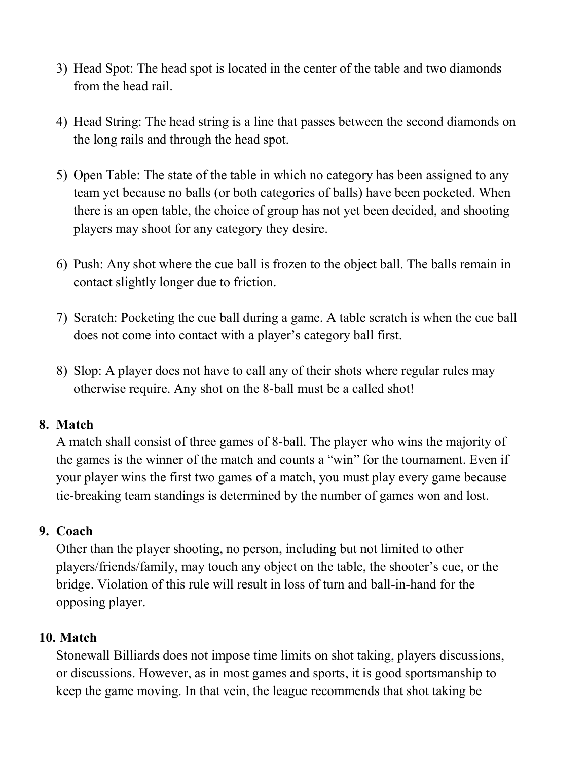3) Head Spot: The head spot is located in the center of the table and two diamonds from the head rail.

4) Head String: The head string is a line that passes between the second diamonds on the long rails and through the head spot.

5) Open Table: The state of the table in which no category has been assigned to any team yet because no balls (or both categories of balls) have been pocketed. When there is an open table, the choice of group has not yet been decided, and shooting players may shoot for any category they desire.

6) Push: Any shot where the cue ball is frozen to the object ball. The balls remain in contact slightly longer due to friction.

7) Scratch: Pocketing the cue ball during a game. A table scratch is when the cue ball does not come into contact with a player's category ball first.

8) Slop: A player does not have to call any of their shots where regular rules may otherwise require. Any shot on the 8-ball must be a called shot!

**8. Match**

A match shall consist of three games of 8-ball. The player who wins the majority of the games is the winner of the match and counts a "win" for the tournament. Even if your player wins the first two games of a match, you must play every game because tie-breaking team standings is determined by the number of games won and lost.

**9. Coach**

Other than the player shooting, no person, including but not limited to other players/friends/family, may touch any object on the table, the shooter's cue, or the bridge. Violation of this rule will result in loss of turn and ball-in-hand for the opposing player.

**10. Match**

Stonewall Billiards does not impose time limits on shot taking, players discussions, or discussions. However, as in most games and sports, it is good sportsmanship to keep the game moving. In that vein, the league recommends that shot taking be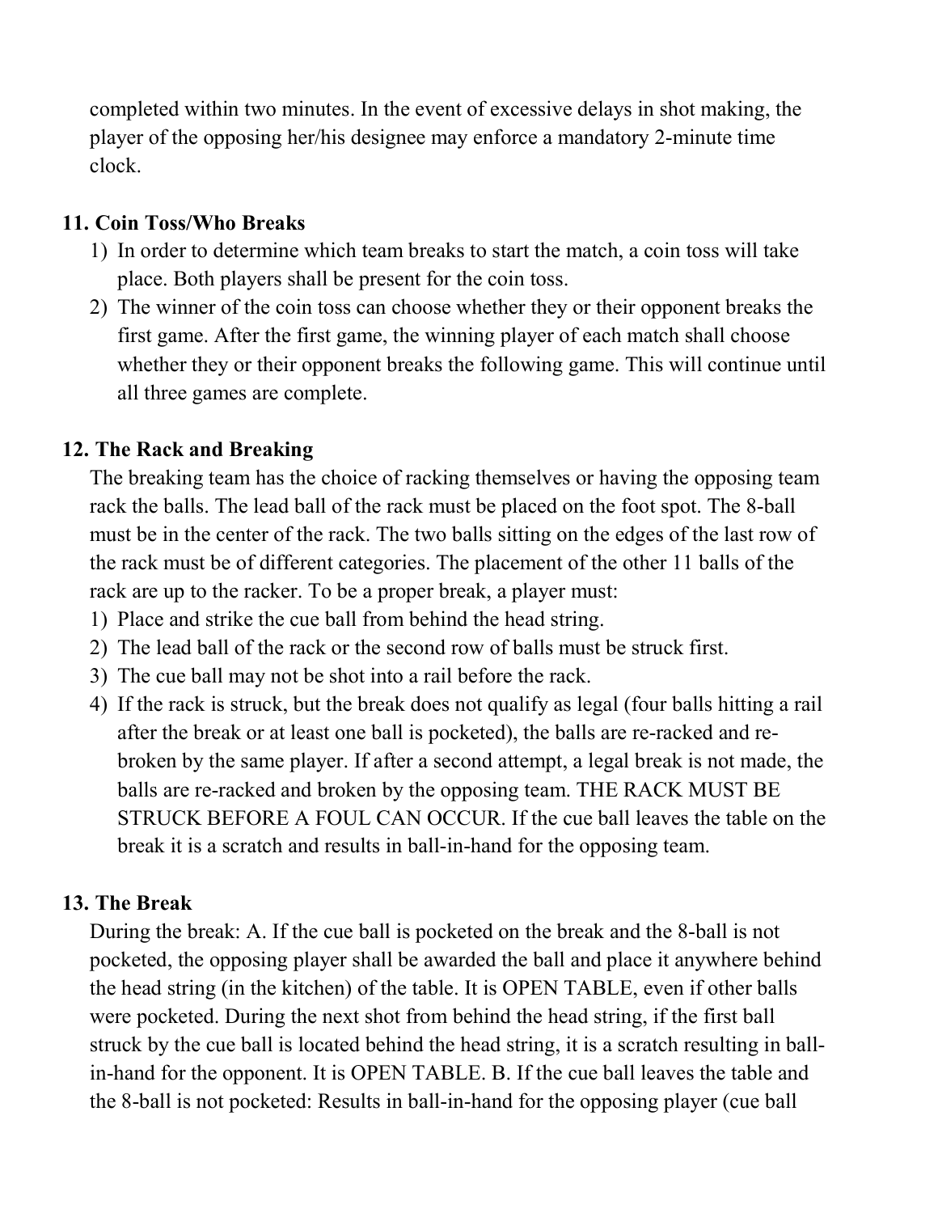completed within two minutes. In the event of excessive delays in shot making, the player of the opposing her/his designee may enforce a mandatory 2-minute time clock.

### 11. Coin Toss/Who Breaks

1) In order to determine which team breaks to start the match, a coin toss will take place. Both players shall be present for the coin toss.
2) The winner of the coin toss can choose whether they or their opponent breaks the first game. After the first game, the winning player of each match shall choose whether they or their opponent breaks the following game. This will continue until all three games are complete.

### 12. The Rack and Breaking

The breaking team has the choice of racking themselves or having the opposing team rack the balls. The lead ball of the rack must be placed on the foot spot. The 8-ball must be in the center of the rack. The two balls sitting on the edges of the last row of the rack must be of different categories. The placement of the other 11 balls of the rack are up to the racker. To be a proper break, a player must:

1) Place and strike the cue ball from behind the head string.
2) The lead ball of the rack or the second row of balls must be struck first.
3) The cue ball may not be shot into a rail before the rack.
4) If the rack is struck, but the break does not qualify as legal (four balls hitting a rail after the break or at least one ball is pocketed), the balls are re-racked and re-broken by the same player. If after a second attempt, a legal break is not made, the balls are re-racked and broken by the opposing team. THE RACK MUST BE STRUCK BEFORE A FOUL CAN OCCUR. If the cue ball leaves the table on the break it is a scratch and results in ball-in-hand for the opposing team.

### 13. The Break

During the break: A. If the cue ball is pocketed on the break and the 8-ball is not pocketed, the opposing player shall be awarded the ball and place it anywhere behind the head string (in the kitchen) of the table. It is OPEN TABLE, even if other balls were pocketed. During the next shot from behind the head string, if the first ball struck by the cue ball is located behind the head string, it is a scratch resulting in ball-in-hand for the opponent. It is OPEN TABLE. B. If the cue ball leaves the table and the 8-ball is not pocketed: Results in ball-in-hand for the opposing player (cue ball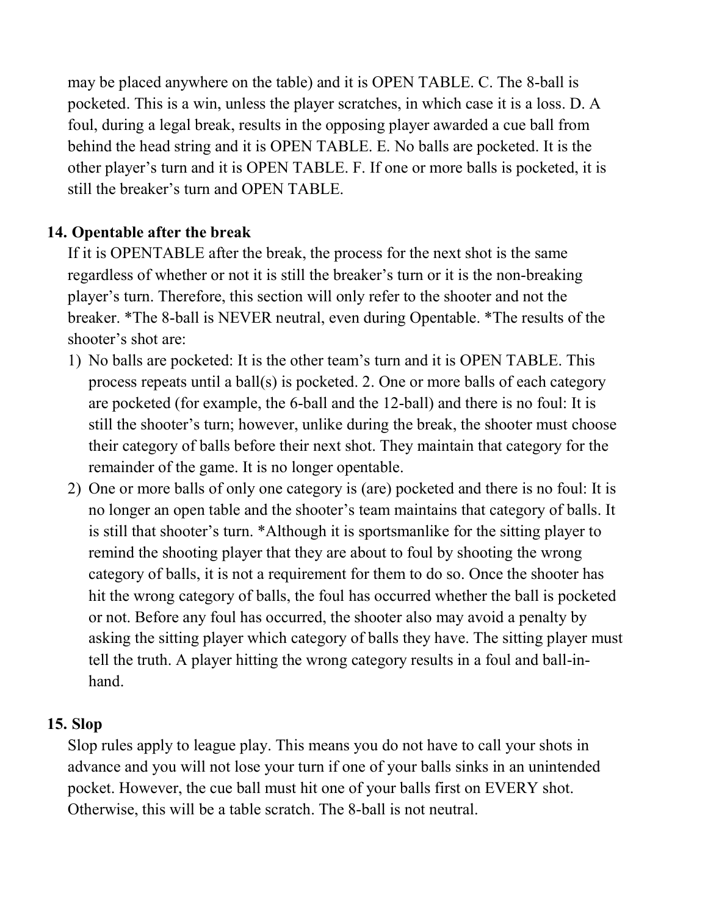may be placed anywhere on the table) and it is OPEN TABLE. C. The 8-ball is pocketed. This is a win, unless the player scratches, in which case it is a loss. D. A foul, during a legal break, results in the opposing player awarded a cue ball from behind the head string and it is OPEN TABLE. E. No balls are pocketed. It is the other player's turn and it is OPEN TABLE. F. If one or more balls is pocketed, it is still the breaker's turn and OPEN TABLE.

**14. Opentable after the break**

If it is OPENTABLE after the break, the process for the next shot is the same regardless of whether or not it is still the breaker's turn or it is the non-breaking player's turn. Therefore, this section will only refer to the shooter and not the breaker. *The 8-ball is NEVER neutral, even during Opentable. *The results of the shooter's shot are:

1) No balls are pocketed: It is the other team's turn and it is OPEN TABLE. This process repeats until a ball(s) is pocketed. 2. One or more balls of each category are pocketed (for example, the 6-ball and the 12-ball) and there is no foul: It is still the shooter's turn; however, unlike during the break, the shooter must choose their category of balls before their next shot. They maintain that category for the remainder of the game. It is no longer opentable.
2) One or more balls of only one category is (are) pocketed and there is no foul: It is no longer an open table and the shooter's team maintains that category of balls. It is still that shooter's turn. *Although it is sportsmanlike for the sitting player to remind the shooting player that they are about to foul by shooting the wrong category of balls, it is not a requirement for them to do so. Once the shooter has hit the wrong category of balls, the foul has occurred whether the ball is pocketed or not. Before any foul has occurred, the shooter also may avoid a penalty by asking the sitting player which category of balls they have. The sitting player must tell the truth. A player hitting the wrong category results in a foul and ball-in-hand.

**15. Slop**

Slop rules apply to league play. This means you do not have to call your shots in advance and you will not lose your turn if one of your balls sinks in an unintended pocket. However, the cue ball must hit one of your balls first on EVERY shot. Otherwise, this will be a table scratch. The 8-ball is not neutral.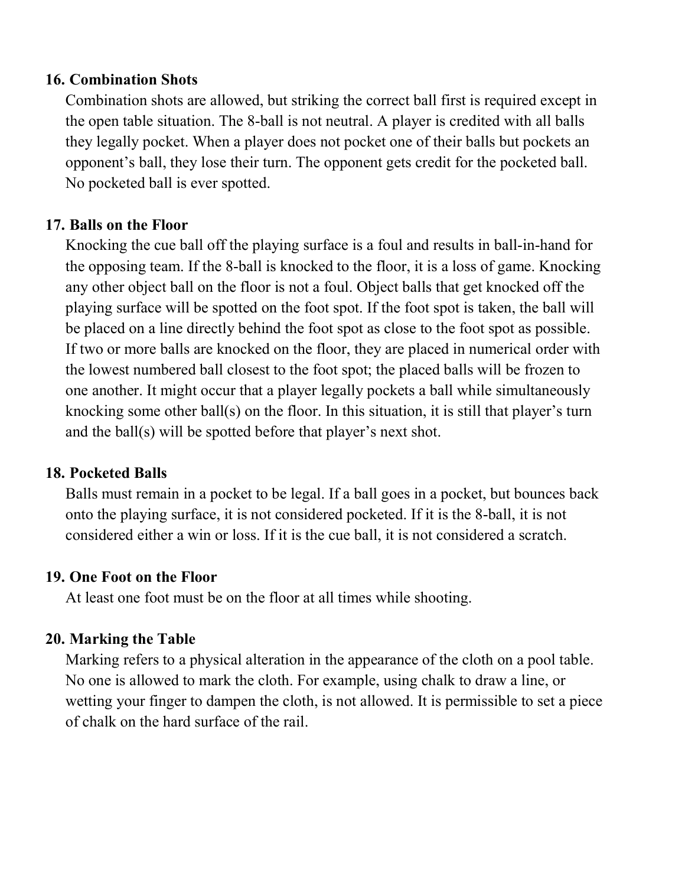**16. Combination Shots**

Combination shots are allowed, but striking the correct ball first is required except in the open table situation. The 8-ball is not neutral. A player is credited with all balls they legally pocket. When a player does not pocket one of their balls but pockets an opponent's ball, they lose their turn. The opponent gets credit for the pocketed ball. No pocketed ball is ever spotted.

**17. Balls on the Floor**

Knocking the cue ball off the playing surface is a foul and results in ball-in-hand for the opposing team. If the 8-ball is knocked to the floor, it is a loss of game. Knocking any other object ball on the floor is not a foul. Object balls that get knocked off the playing surface will be spotted on the foot spot. If the foot spot is taken, the ball will be placed on a line directly behind the foot spot as close to the foot spot as possible. If two or more balls are knocked on the floor, they are placed in numerical order with the lowest numbered ball closest to the foot spot; the placed balls will be frozen to one another. It might occur that a player legally pockets a ball while simultaneously knocking some other ball(s) on the floor. In this situation, it is still that player's turn and the ball(s) will be spotted before that player's next shot.

**18. Pocketed Balls**

Balls must remain in a pocket to be legal. If a ball goes in a pocket, but bounces back onto the playing surface, it is not considered pocketed. If it is the 8-ball, it is not considered either a win or loss. If it is the cue ball, it is not considered a scratch.

**19. One Foot on the Floor**

At least one foot must be on the floor at all times while shooting.

**20. Marking the Table**

Marking refers to a physical alteration in the appearance of the cloth on a pool table. No one is allowed to mark the cloth. For example, using chalk to draw a line, or wetting your finger to dampen the cloth, is not allowed. It is permissible to set a piece of chalk on the hard surface of the rail.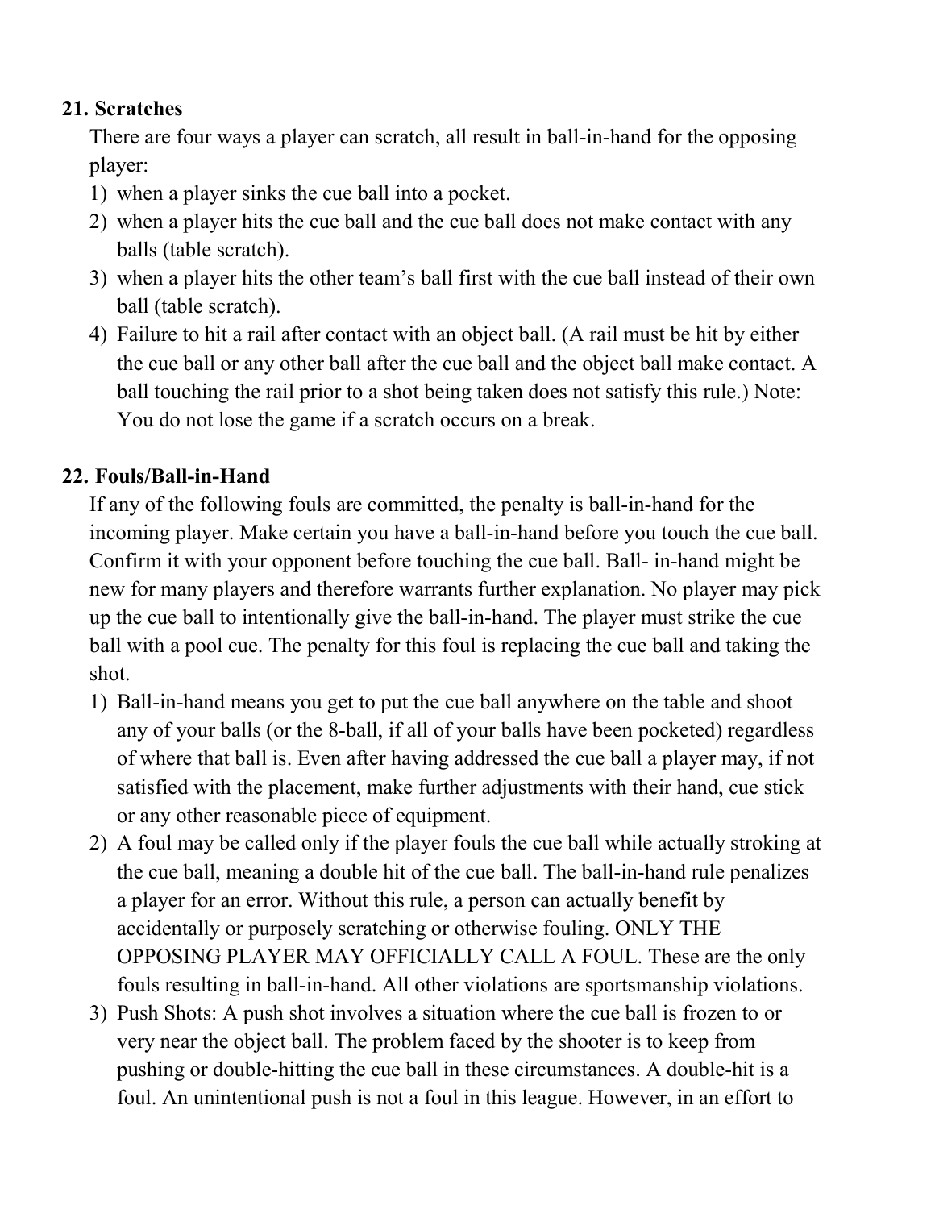**21. Scratches**

There are four ways a player can scratch, all result in ball-in-hand for the opposing player:

1) when a player sinks the cue ball into a pocket.
2) when a player hits the cue ball and the cue ball does not make contact with any balls (table scratch).
3) when a player hits the other team's ball first with the cue ball instead of their own ball (table scratch).
4) Failure to hit a rail after contact with an object ball. (A rail must be hit by either the cue ball or any other ball after the cue ball and the object ball make contact. A ball touching the rail prior to a shot being taken does not satisfy this rule.) Note: You do not lose the game if a scratch occurs on a break.

**22. Fouls/Ball-in-Hand**

If any of the following fouls are committed, the penalty is ball-in-hand for the incoming player. Make certain you have a ball-in-hand before you touch the cue ball. Confirm it with your opponent before touching the cue ball. Ball- in-hand might be new for many players and therefore warrants further explanation. No player may pick up the cue ball to intentionally give the ball-in-hand. The player must strike the cue ball with a pool cue. The penalty for this foul is replacing the cue ball and taking the shot.

1) Ball-in-hand means you get to put the cue ball anywhere on the table and shoot any of your balls (or the 8-ball, if all of your balls have been pocketed) regardless of where that ball is. Even after having addressed the cue ball a player may, if not satisfied with the placement, make further adjustments with their hand, cue stick or any other reasonable piece of equipment.
2) A foul may be called only if the player fouls the cue ball while actually stroking at the cue ball, meaning a double hit of the cue ball. The ball-in-hand rule penalizes a player for an error. Without this rule, a person can actually benefit by accidentally or purposely scratching or otherwise fouling. ONLY THE OPPOSING PLAYER MAY OFFICIALLY CALL A FOUL. These are the only fouls resulting in ball-in-hand. All other violations are sportsmanship violations.
3) Push Shots: A push shot involves a situation where the cue ball is frozen to or very near the object ball. The problem faced by the shooter is to keep from pushing or double-hitting the cue ball in these circumstances. A double-hit is a foul. An unintentional push is not a foul in this league. However, in an effort to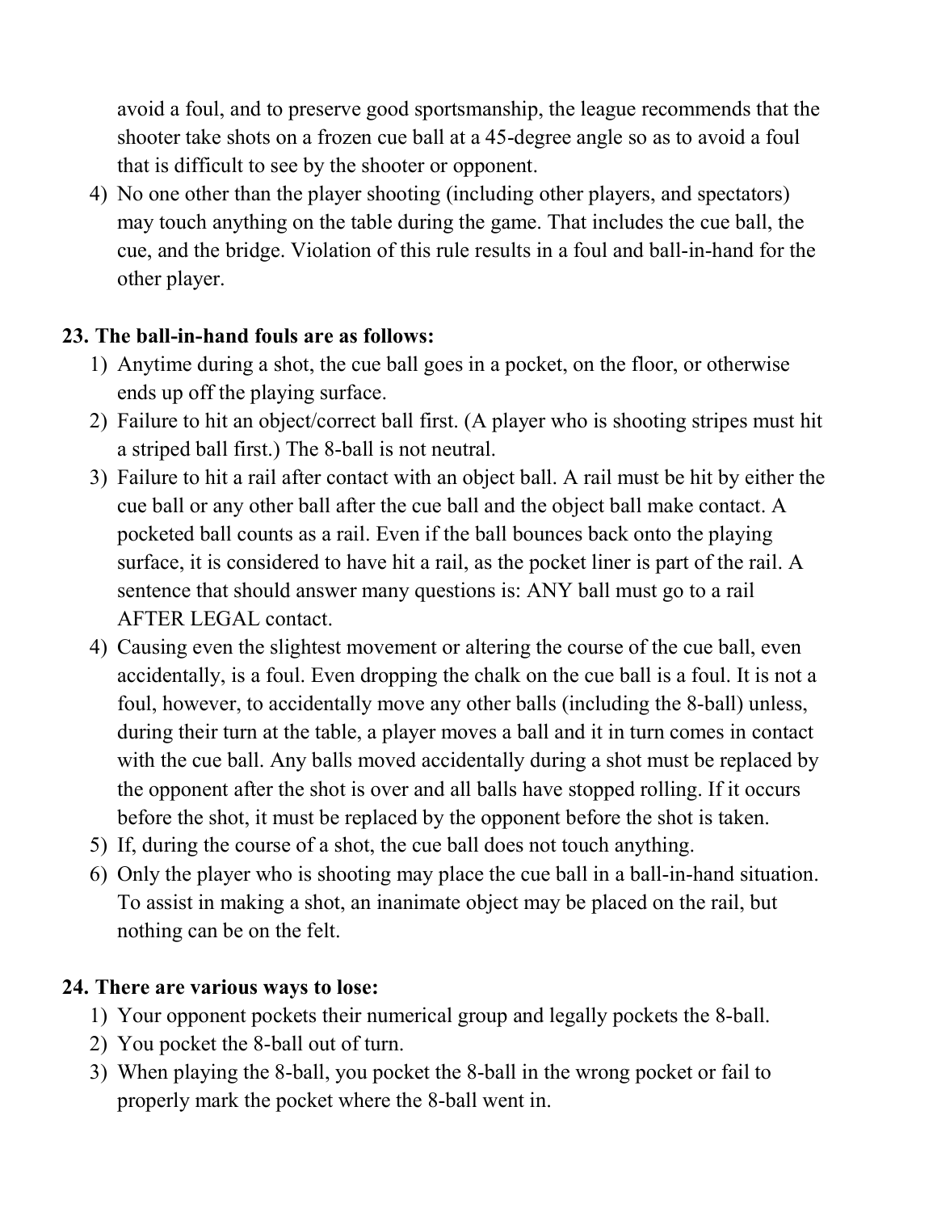avoid a foul, and to preserve good sportsmanship, the league recommends that the shooter take shots on a frozen cue ball at a 45-degree angle so as to avoid a foul that is difficult to see by the shooter or opponent.

4) No one other than the player shooting (including other players, and spectators) may touch anything on the table during the game. That includes the cue ball, the cue, and the bridge. Violation of this rule results in a foul and ball-in-hand for the other player.

**23. The ball-in-hand fouls are as follows:**

1) Anytime during a shot, the cue ball goes in a pocket, on the floor, or otherwise ends up off the playing surface.
2) Failure to hit an object/correct ball first. (A player who is shooting stripes must hit a striped ball first.) The 8-ball is not neutral.
3) Failure to hit a rail after contact with an object ball. A rail must be hit by either the cue ball or any other ball after the cue ball and the object ball make contact. A pocketed ball counts as a rail. Even if the ball bounces back onto the playing surface, it is considered to have hit a rail, as the pocket liner is part of the rail. A sentence that should answer many questions is: ANY ball must go to a rail AFTER LEGAL contact.
4) Causing even the slightest movement or altering the course of the cue ball, even accidentally, is a foul. Even dropping the chalk on the cue ball is a foul. It is not a foul, however, to accidentally move any other balls (including the 8-ball) unless, during their turn at the table, a player moves a ball and it in turn comes in contact with the cue ball. Any balls moved accidentally during a shot must be replaced by the opponent after the shot is over and all balls have stopped rolling. If it occurs before the shot, it must be replaced by the opponent before the shot is taken.
5) If, during the course of a shot, the cue ball does not touch anything.
6) Only the player who is shooting may place the cue ball in a ball-in-hand situation. To assist in making a shot, an inanimate object may be placed on the rail, but nothing can be on the felt.

**24. There are various ways to lose:**

1) Your opponent pockets their numerical group and legally pockets the 8-ball.
2) You pocket the 8-ball out of turn.
3) When playing the 8-ball, you pocket the 8-ball in the wrong pocket or fail to properly mark the pocket where the 8-ball went in.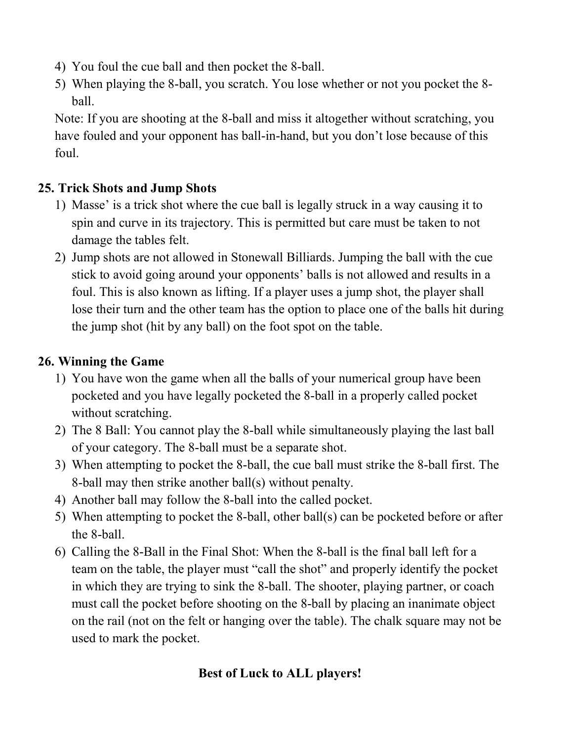4) You foul the cue ball and then pocket the 8-ball.
5) When playing the 8-ball, you scratch. You lose whether or not you pocket the 8-ball.

Note: If you are shooting at the 8-ball and miss it altogether without scratching, you have fouled and your opponent has ball-in-hand, but you don't lose because of this foul.

## 25. Trick Shots and Jump Shots

1) Masse' is a trick shot where the cue ball is legally struck in a way causing it to spin and curve in its trajectory. This is permitted but care must be taken to not damage the tables felt.
2) Jump shots are not allowed in Stonewall Billiards. Jumping the ball with the cue stick to avoid going around your opponents' balls is not allowed and results in a foul. This is also known as lifting. If a player uses a jump shot, the player shall lose their turn and the other team has the option to place one of the balls hit during the jump shot (hit by any ball) on the foot spot on the table.

## 26. Winning the Game

1) You have won the game when all the balls of your numerical group have been pocketed and you have legally pocketed the 8-ball in a properly called pocket without scratching.
2) The 8 Ball: You cannot play the 8-ball while simultaneously playing the last ball of your category. The 8-ball must be a separate shot.
3) When attempting to pocket the 8-ball, the cue ball must strike the 8-ball first. The 8-ball may then strike another ball(s) without penalty.
4) Another ball may follow the 8-ball into the called pocket.
5) When attempting to pocket the 8-ball, other ball(s) can be pocketed before or after the 8-ball.
6) Calling the 8-Ball in the Final Shot: When the 8-ball is the final ball left for a team on the table, the player must "call the shot" and properly identify the pocket in which they are trying to sink the 8-ball. The shooter, playing partner, or coach must call the pocket before shooting on the 8-ball by placing an inanimate object on the rail (not on the felt or hanging over the table). The chalk square may not be used to mark the pocket.

**Best of Luck to ALL players!**